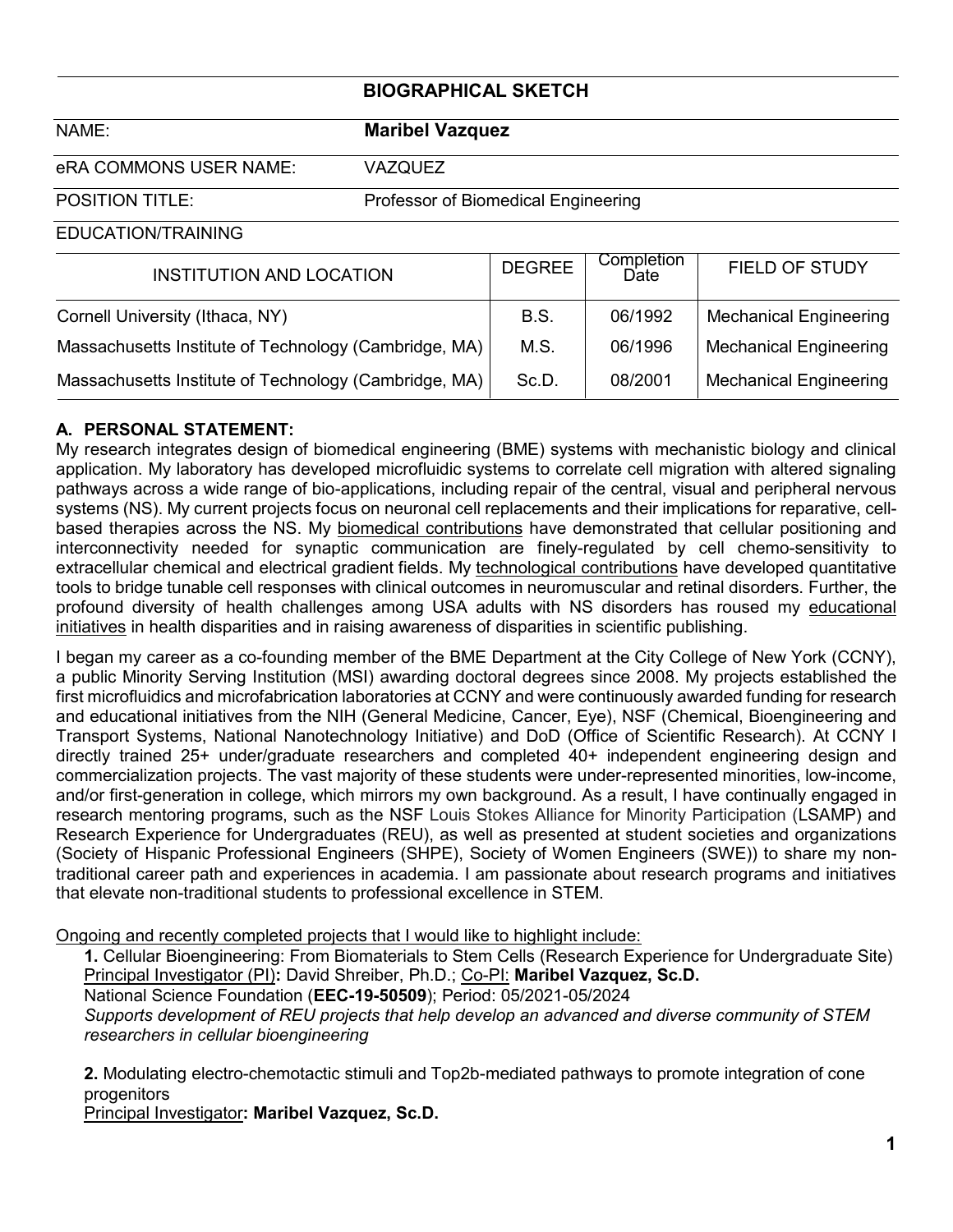# BIOGRAPHICAL SKETCH

| | |
|---|---|
| NAME: | **Maribel Vazquez** |
| eRA COMMONS USER NAME: | VAZQUEZ |
| POSITION TITLE: | Professor of Biomedical Engineering |

EDUCATION/TRAINING

| INSTITUTION AND LOCATION | DEGREE | Completion Date | FIELD OF STUDY |
|---|---|---|---|
| Cornell University (Ithaca, NY) | B.S. | 06/1992 | Mechanical Engineering |
| Massachusetts Institute of Technology (Cambridge, MA) | M.S. | 06/1996 | Mechanical Engineering |
| Massachusetts Institute of Technology (Cambridge, MA) | Sc.D. | 08/2001 | Mechanical Engineering |

## A. PERSONAL STATEMENT:

My research integrates design of biomedical engineering (BME) systems with mechanistic biology and clinical application. My laboratory has developed microfluidic systems to correlate cell migration with altered signaling pathways across a wide range of bio-applications, including repair of the central, visual and peripheral nervous systems (NS). My current projects focus on neuronal cell replacements and their implications for reparative, cell-based therapies across the NS. My biomedical contributions have demonstrated that cellular positioning and interconnectivity needed for synaptic communication are finely-regulated by cell chemo-sensitivity to extracellular chemical and electrical gradient fields. My technological contributions have developed quantitative tools to bridge tunable cell responses with clinical outcomes in neuromuscular and retinal disorders. Further, the profound diversity of health challenges among USA adults with NS disorders has roused my educational initiatives in health disparities and in raising awareness of disparities in scientific publishing.

I began my career as a co-founding member of the BME Department at the City College of New York (CCNY), a public Minority Serving Institution (MSI) awarding doctoral degrees since 2008. My projects established the first microfluidics and microfabrication laboratories at CCNY and were continuously awarded funding for research and educational initiatives from the NIH (General Medicine, Cancer, Eye), NSF (Chemical, Bioengineering and Transport Systems, National Nanotechnology Initiative) and DoD (Office of Scientific Research). At CCNY I directly trained 25+ under/graduate researchers and completed 40+ independent engineering design and commercialization projects. The vast majority of these students were under-represented minorities, low-income, and/or first-generation in college, which mirrors my own background. As a result, I have continually engaged in research mentoring programs, such as the NSF Louis Stokes Alliance for Minority Participation (LSAMP) and Research Experience for Undergraduates (REU), as well as presented at student societies and organizations (Society of Hispanic Professional Engineers (SHPE), Society of Women Engineers (SWE)) to share my non-traditional career path and experiences in academia. I am passionate about research programs and initiatives that elevate non-traditional students to professional excellence in STEM.

Ongoing and recently completed projects that I would like to highlight include:

**1.** Cellular Bioengineering: From Biomaterials to Stem Cells (Research Experience for Undergraduate Site)
Principal Investigator (PI)**:** David Shreiber, Ph.D.; Co-PI: **Maribel Vazquez, Sc.D.**
National Science Foundation (**EEC-19-50509**); Period: 05/2021-05/2024
*Supports development of REU projects that help develop an advanced and diverse community of STEM researchers in cellular bioengineering*

**2.** Modulating electro-chemotactic stimuli and Top2b-mediated pathways to promote integration of cone progenitors
Principal Investigator**: Maribel Vazquez, Sc.D.**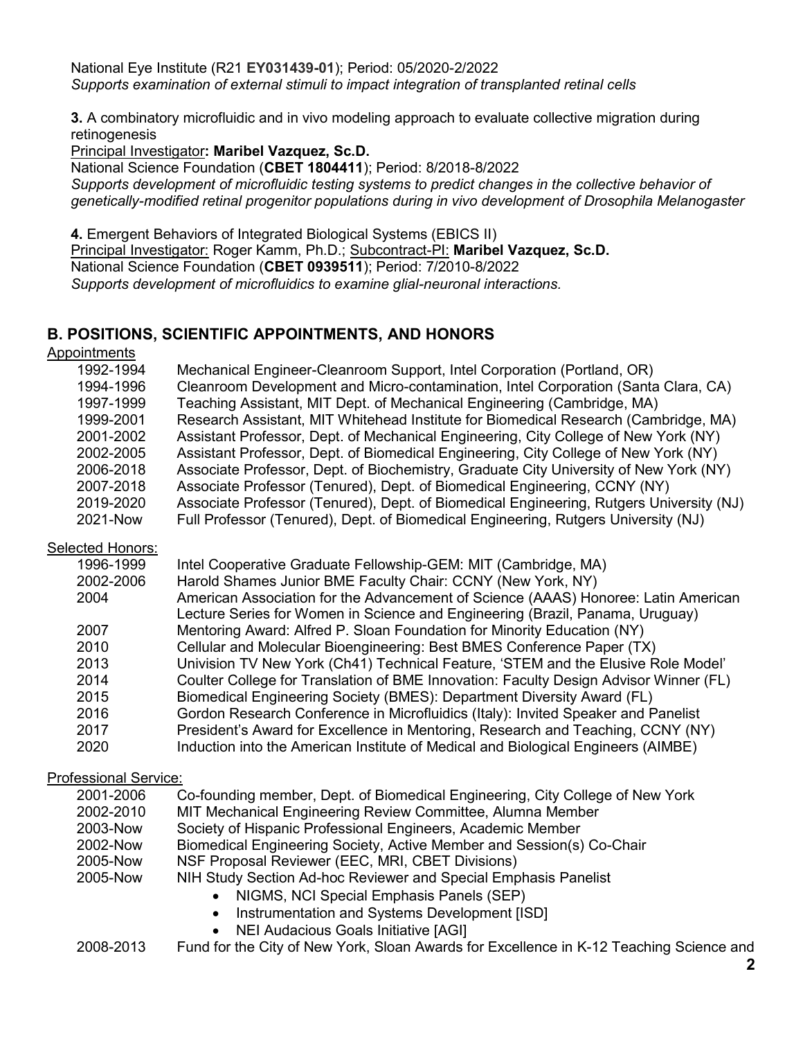National Eye Institute (R21 **EY031439-01**); Period: 05/2020-2/2022
*Supports examination of external stimuli to impact integration of transplanted retinal cells*

**3.** A combinatory microfluidic and in vivo modeling approach to evaluate collective migration during retinogenesis
Principal Investigator**: Maribel Vazquez, Sc.D.**
National Science Foundation (**CBET 1804411**); Period: 8/2018-8/2022
*Supports development of microfluidic testing systems to predict changes in the collective behavior of genetically-modified retinal progenitor populations during in vivo development of Drosophila Melanogaster*

**4.** Emergent Behaviors of Integrated Biological Systems (EBICS II)
Principal Investigator: Roger Kamm, Ph.D.; Subcontract-PI: **Maribel Vazquez, Sc.D.**
National Science Foundation (**CBET 0939511**); Period: 7/2010-8/2022
*Supports development of microfluidics to examine glial-neuronal interactions.*

## B. POSITIONS, SCIENTIFIC APPOINTMENTS, AND HONORS

Appointments

| | |
|---|---|
| 1992-1994 | Mechanical Engineer-Cleanroom Support, Intel Corporation (Portland, OR) |
| 1994-1996 | Cleanroom Development and Micro-contamination, Intel Corporation (Santa Clara, CA) |
| 1997-1999 | Teaching Assistant, MIT Dept. of Mechanical Engineering (Cambridge, MA) |
| 1999-2001 | Research Assistant, MIT Whitehead Institute for Biomedical Research (Cambridge, MA) |
| 2001-2002 | Assistant Professor, Dept. of Mechanical Engineering, City College of New York (NY) |
| 2002-2005 | Assistant Professor, Dept. of Biomedical Engineering, City College of New York (NY) |
| 2006-2018 | Associate Professor, Dept. of Biochemistry, Graduate City University of New York (NY) |
| 2007-2018 | Associate Professor (Tenured), Dept. of Biomedical Engineering, CCNY (NY) |
| 2019-2020 | Associate Professor (Tenured), Dept. of Biomedical Engineering, Rutgers University (NJ) |
| 2021-Now | Full Professor (Tenured), Dept. of Biomedical Engineering, Rutgers University (NJ) |

Selected Honors:

| | |
|---|---|
| 1996-1999 | Intel Cooperative Graduate Fellowship-GEM: MIT (Cambridge, MA) |
| 2002-2006 | Harold Shames Junior BME Faculty Chair: CCNY (New York, NY) |
| 2004 | American Association for the Advancement of Science (AAAS) Honoree: Latin American Lecture Series for Women in Science and Engineering (Brazil, Panama, Uruguay) |
| 2007 | Mentoring Award: Alfred P. Sloan Foundation for Minority Education (NY) |
| 2010 | Cellular and Molecular Bioengineering: Best BMES Conference Paper (TX) |
| 2013 | Univision TV New York (Ch41) Technical Feature, 'STEM and the Elusive Role Model' |
| 2014 | Coulter College for Translation of BME Innovation: Faculty Design Advisor Winner (FL) |
| 2015 | Biomedical Engineering Society (BMES): Department Diversity Award (FL) |
| 2016 | Gordon Research Conference in Microfluidics (Italy): Invited Speaker and Panelist |
| 2017 | President's Award for Excellence in Mentoring, Research and Teaching, CCNY (NY) |
| 2020 | Induction into the American Institute of Medical and Biological Engineers (AIMBE) |

Professional Service:

| | |
|---|---|
| 2001-2006 | Co-founding member, Dept. of Biomedical Engineering, City College of New York |
| 2002-2010 | MIT Mechanical Engineering Review Committee, Alumna Member |
| 2003-Now | Society of Hispanic Professional Engineers, Academic Member |
| 2002-Now | Biomedical Engineering Society, Active Member and Session(s) Co-Chair |
| 2005-Now | NSF Proposal Reviewer (EEC, MRI, CBET Divisions) |
| 2005-Now | NIH Study Section Ad-hoc Reviewer and Special Emphasis Panelist<br>• NIGMS, NCI Special Emphasis Panels (SEP)<br>• Instrumentation and Systems Development [ISD]<br>• NEI Audacious Goals Initiative [AGI] |
| 2008-2013 | Fund for the City of New York, Sloan Awards for Excellence in K-12 Teaching Science and |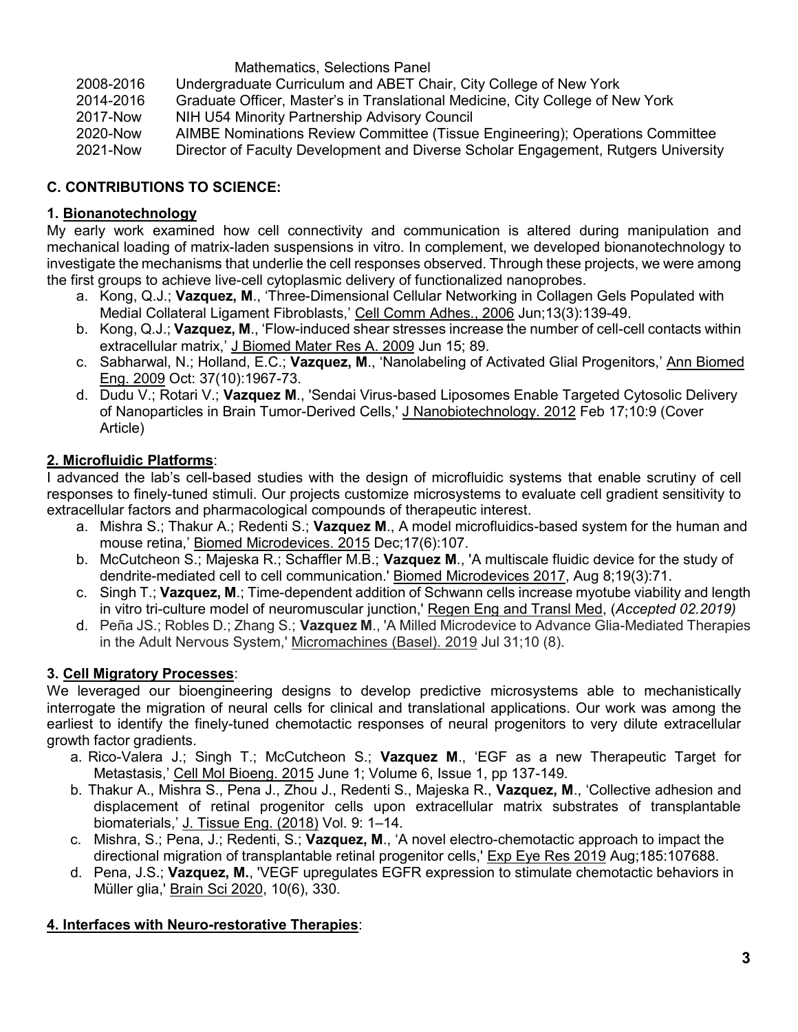| | |
|---|---|
| | Mathematics, Selections Panel |
| 2008-2016 | Undergraduate Curriculum and ABET Chair, City College of New York |
| 2014-2016 | Graduate Officer, Master's in Translational Medicine, City College of New York |
| 2017-Now | NIH U54 Minority Partnership Advisory Council |
| 2020-Now | AIMBE Nominations Review Committee (Tissue Engineering); Operations Committee |
| 2021-Now | Director of Faculty Development and Diverse Scholar Engagement, Rutgers University |

## C. CONTRIBUTIONS TO SCIENCE:

### 1. Bionanotechnology

My early work examined how cell connectivity and communication is altered during manipulation and mechanical loading of matrix-laden suspensions in vitro. In complement, we developed bionanotechnology to investigate the mechanisms that underlie the cell responses observed. Through these projects, we were among the first groups to achieve live-cell cytoplasmic delivery of functionalized nanoprobes.

a. Kong, Q.J.; **Vazquez, M**., 'Three-Dimensional Cellular Networking in Collagen Gels Populated with Medial Collateral Ligament Fibroblasts,' Cell Comm Adhes., 2006 Jun;13(3):139-49.

b. Kong, Q.J.; **Vazquez, M**., 'Flow-induced shear stresses increase the number of cell-cell contacts within extracellular matrix,' J Biomed Mater Res A. 2009 Jun 15; 89.

c. Sabharwal, N.; Holland, E.C.; **Vazquez, M**., 'Nanolabeling of Activated Glial Progenitors,' Ann Biomed Eng. 2009 Oct: 37(10):1967-73.

d. Dudu V.; Rotari V.; **Vazquez M**., 'Sendai Virus-based Liposomes Enable Targeted Cytosolic Delivery of Nanoparticles in Brain Tumor-Derived Cells,' J Nanobiotechnology. 2012 Feb 17;10:9 (Cover Article)

### 2. Microfluidic Platforms:

I advanced the lab's cell-based studies with the design of microfluidic systems that enable scrutiny of cell responses to finely-tuned stimuli. Our projects customize microsystems to evaluate cell gradient sensitivity to extracellular factors and pharmacological compounds of therapeutic interest.

a. Mishra S.; Thakur A.; Redenti S.; **Vazquez M**., A model microfluidics-based system for the human and mouse retina,' Biomed Microdevices. 2015 Dec;17(6):107.

b. McCutcheon S.; Majeska R.; Schaffler M.B.; **Vazquez M**., 'A multiscale fluidic device for the study of dendrite-mediated cell to cell communication.' Biomed Microdevices 2017, Aug 8;19(3):71.

c. Singh T.; **Vazquez, M**.; Time-dependent addition of Schwann cells increase myotube viability and length in vitro tri-culture model of neuromuscular junction,' Regen Eng and Transl Med, (*Accepted 02.2019)*

d. Peña JS.; Robles D.; Zhang S.; **Vazquez M**., 'A Milled Microdevice to Advance Glia-Mediated Therapies in the Adult Nervous System,' Micromachines (Basel). 2019 Jul 31;10 (8).

### 3. Cell Migratory Processes:

We leveraged our bioengineering designs to develop predictive microsystems able to mechanistically interrogate the migration of neural cells for clinical and translational applications. Our work was among the earliest to identify the finely-tuned chemotactic responses of neural progenitors to very dilute extracellular growth factor gradients.

a. Rico-Valera J.; Singh T.; McCutcheon S.; **Vazquez M**., 'EGF as a new Therapeutic Target for Metastasis,' Cell Mol Bioeng. 2015 June 1; Volume 6, Issue 1, pp 137-149.

b. Thakur A., Mishra S., Pena J., Zhou J., Redenti S., Majeska R., **Vazquez, M**., 'Collective adhesion and displacement of retinal progenitor cells upon extracellular matrix substrates of transplantable biomaterials,' J. Tissue Eng. (2018) Vol. 9: 1–14.

c. Mishra, S.; Pena, J.; Redenti, S.; **Vazquez, M**., 'A novel electro-chemotactic approach to impact the directional migration of transplantable retinal progenitor cells,' Exp Eye Res 2019 Aug;185:107688.

d. Pena, J.S.; **Vazquez, M.**, 'VEGF upregulates EGFR expression to stimulate chemotactic behaviors in Müller glia,' Brain Sci 2020, 10(6), 330.

### 4. Interfaces with Neuro-restorative Therapies: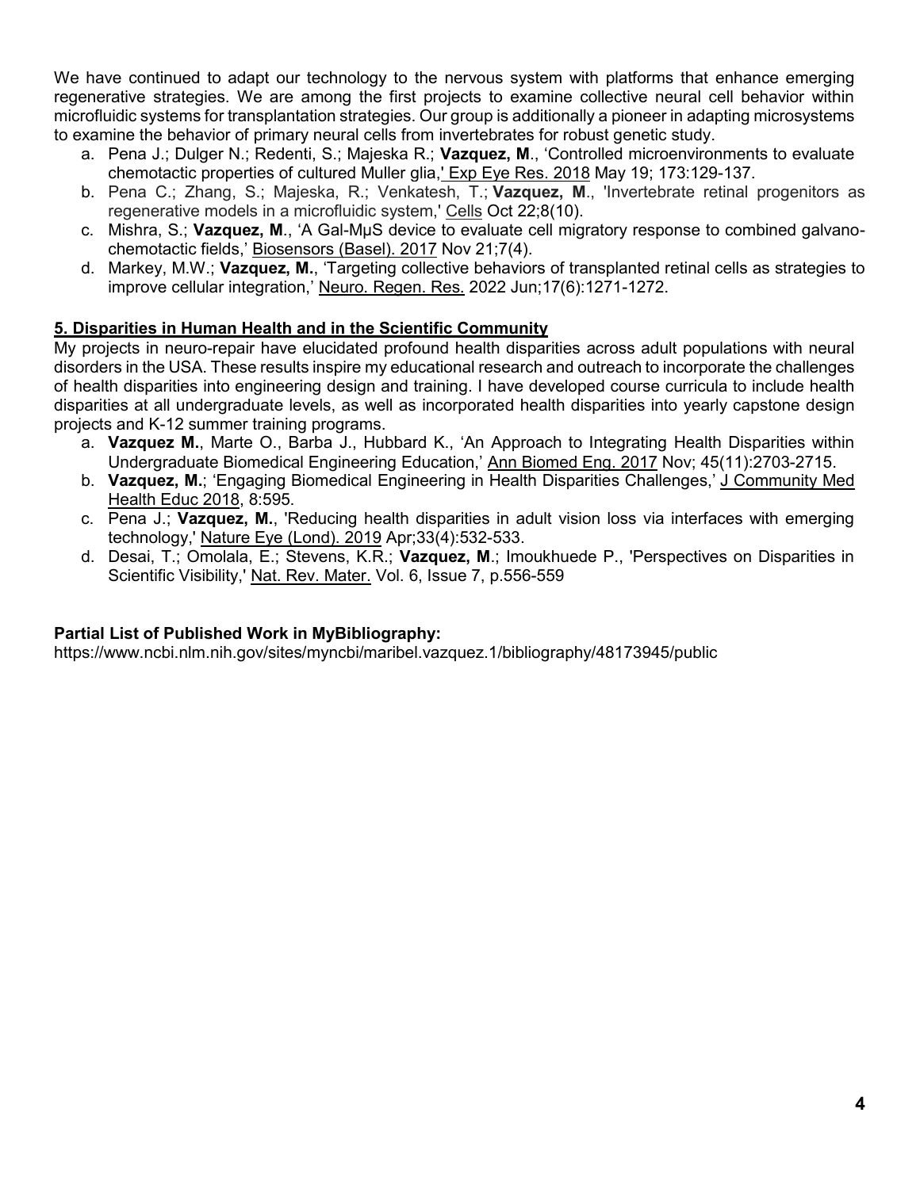We have continued to adapt our technology to the nervous system with platforms that enhance emerging regenerative strategies. We are among the first projects to examine collective neural cell behavior within microfluidic systems for transplantation strategies. Our group is additionally a pioneer in adapting microsystems to examine the behavior of primary neural cells from invertebrates for robust genetic study.

a. Pena J.; Dulger N.; Redenti, S.; Majeska R.; **Vazquez, M**., 'Controlled microenvironments to evaluate chemotactic properties of cultured Muller glia,' Exp Eye Res. 2018 May 19; 173:129-137.
b. Pena C.; Zhang, S.; Majeska, R.; Venkatesh, T.; **Vazquez, M**., 'Invertebrate retinal progenitors as regenerative models in a microfluidic system,' Cells Oct 22;8(10).
c. Mishra, S.; **Vazquez, M**., 'A Gal-MμS device to evaluate cell migratory response to combined galvano-chemotactic fields,' Biosensors (Basel). 2017 Nov 21;7(4).
d. Markey, M.W.; **Vazquez, M.**, 'Targeting collective behaviors of transplanted retinal cells as strategies to improve cellular integration,' Neuro. Regen. Res. 2022 Jun;17(6):1271-1272.

**5. Disparities in Human Health and in the Scientific Community**

My projects in neuro-repair have elucidated profound health disparities across adult populations with neural disorders in the USA. These results inspire my educational research and outreach to incorporate the challenges of health disparities into engineering design and training. I have developed course curricula to include health disparities at all undergraduate levels, as well as incorporated health disparities into yearly capstone design projects and K-12 summer training programs.

a. **Vazquez M.**, Marte O., Barba J., Hubbard K., 'An Approach to Integrating Health Disparities within Undergraduate Biomedical Engineering Education,' Ann Biomed Eng. 2017 Nov; 45(11):2703-2715.
b. **Vazquez, M.**; 'Engaging Biomedical Engineering in Health Disparities Challenges,' J Community Med Health Educ 2018, 8:595.
c. Pena J.; **Vazquez, M.**, 'Reducing health disparities in adult vision loss via interfaces with emerging technology,' Nature Eye (Lond). 2019 Apr;33(4):532-533.
d. Desai, T.; Omolala, E.; Stevens, K.R.; **Vazquez, M**.; Imoukhuede P., 'Perspectives on Disparities in Scientific Visibility,' Nat. Rev. Mater. Vol. 6, Issue 7, p.556-559

**Partial List of Published Work in MyBibliography:**
https://www.ncbi.nlm.nih.gov/sites/myncbi/maribel.vazquez.1/bibliography/48173945/public